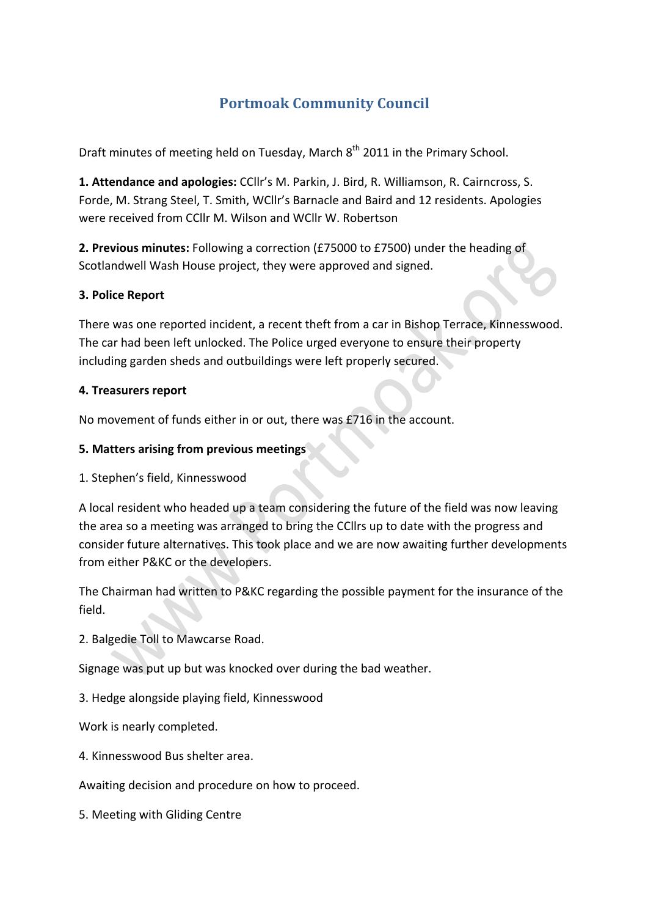# Portmoak Community Council

Draft minutes of meeting held on Tuesday, March 8th 2011 in the Primary School.

**1. Attendance and apologies:** CCllr's M. Parkin, J. Bird, R. Williamson, R. Cairncross, S. Forde, M. Strang Steel, T. Smith, WCllr's Barnacle and Baird and 12 residents. Apologies were received from CCllr M. Wilson and WCllr W. Robertson

**2. Previous minutes:** Following a correction (£75000 to £7500) under the heading of Scotlandwell Wash House project, they were approved and signed.

**3. Police Report**

There was one reported incident, a recent theft from a car in Bishop Terrace, Kinnesswood. The car had been left unlocked. The Police urged everyone to ensure their property including garden sheds and outbuildings were left properly secured.

**4. Treasurers report**

No movement of funds either in or out, there was £716 in the account.

**5. Matters arising from previous meetings**

1. Stephen's field, Kinnesswood

A local resident who headed up a team considering the future of the field was now leaving the area so a meeting was arranged to bring the CCllrs up to date with the progress and consider future alternatives. This took place and we are now awaiting further developments from either P&KC or the developers.

The Chairman had written to P&KC regarding the possible payment for the insurance of the field.

2. Balgedie Toll to Mawcarse Road.

Signage was put up but was knocked over during the bad weather.

3. Hedge alongside playing field, Kinnesswood

Work is nearly completed.

4. Kinnesswood Bus shelter area.

Awaiting decision and procedure on how to proceed.

5. Meeting with Gliding Centre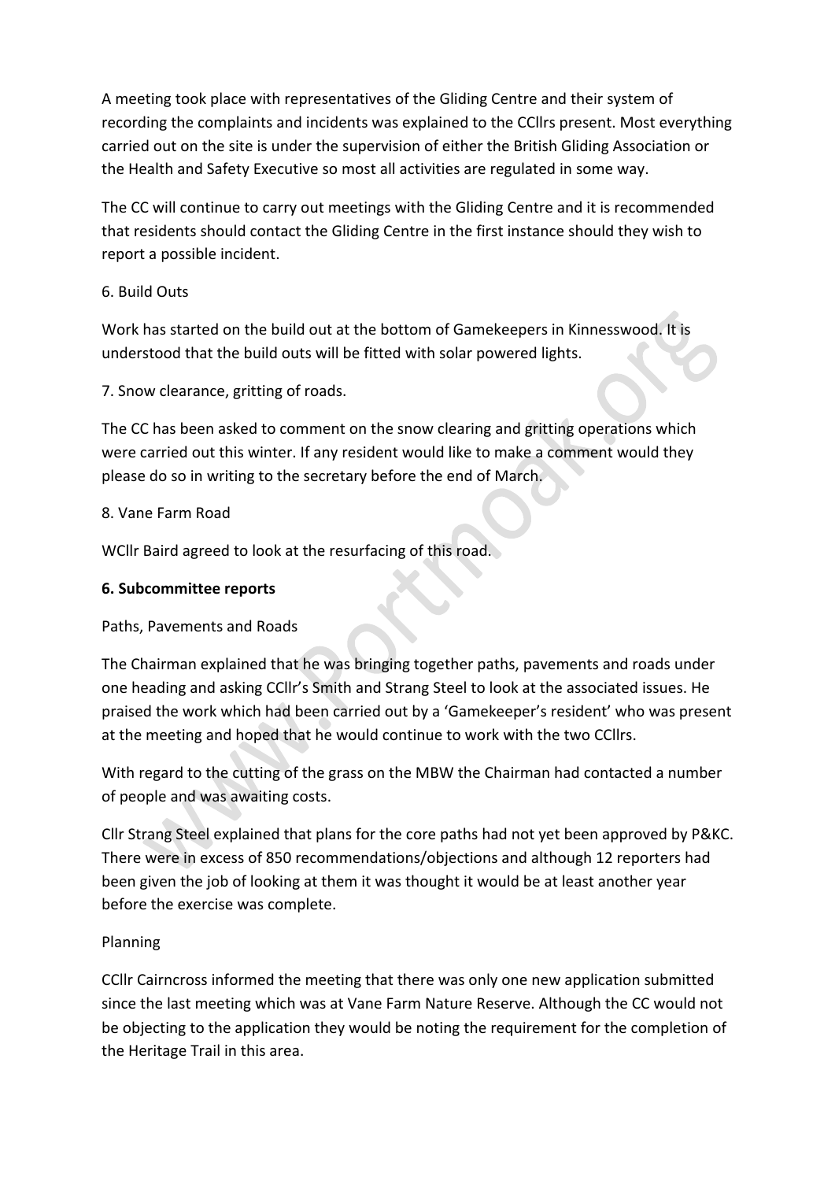A meeting took place with representatives of the Gliding Centre and their system of recording the complaints and incidents was explained to the CCllrs present. Most everything carried out on the site is under the supervision of either the British Gliding Association or the Health and Safety Executive so most all activities are regulated in some way.

The CC will continue to carry out meetings with the Gliding Centre and it is recommended that residents should contact the Gliding Centre in the first instance should they wish to report a possible incident.

6. Build Outs

Work has started on the build out at the bottom of Gamekeepers in Kinnesswood. It is understood that the build outs will be fitted with solar powered lights.

7. Snow clearance, gritting of roads.

The CC has been asked to comment on the snow clearing and gritting operations which were carried out this winter. If any resident would like to make a comment would they please do so in writing to the secretary before the end of March.

8. Vane Farm Road

WCllr Baird agreed to look at the resurfacing of this road.

**6. Subcommittee reports**

Paths, Pavements and Roads

The Chairman explained that he was bringing together paths, pavements and roads under one heading and asking CCllr's Smith and Strang Steel to look at the associated issues. He praised the work which had been carried out by a 'Gamekeeper's resident' who was present at the meeting and hoped that he would continue to work with the two CCllrs.

With regard to the cutting of the grass on the MBW the Chairman had contacted a number of people and was awaiting costs.

Cllr Strang Steel explained that plans for the core paths had not yet been approved by P&KC. There were in excess of 850 recommendations/objections and although 12 reporters had been given the job of looking at them it was thought it would be at least another year before the exercise was complete.

Planning

CCllr Cairncross informed the meeting that there was only one new application submitted since the last meeting which was at Vane Farm Nature Reserve. Although the CC would not be objecting to the application they would be noting the requirement for the completion of the Heritage Trail in this area.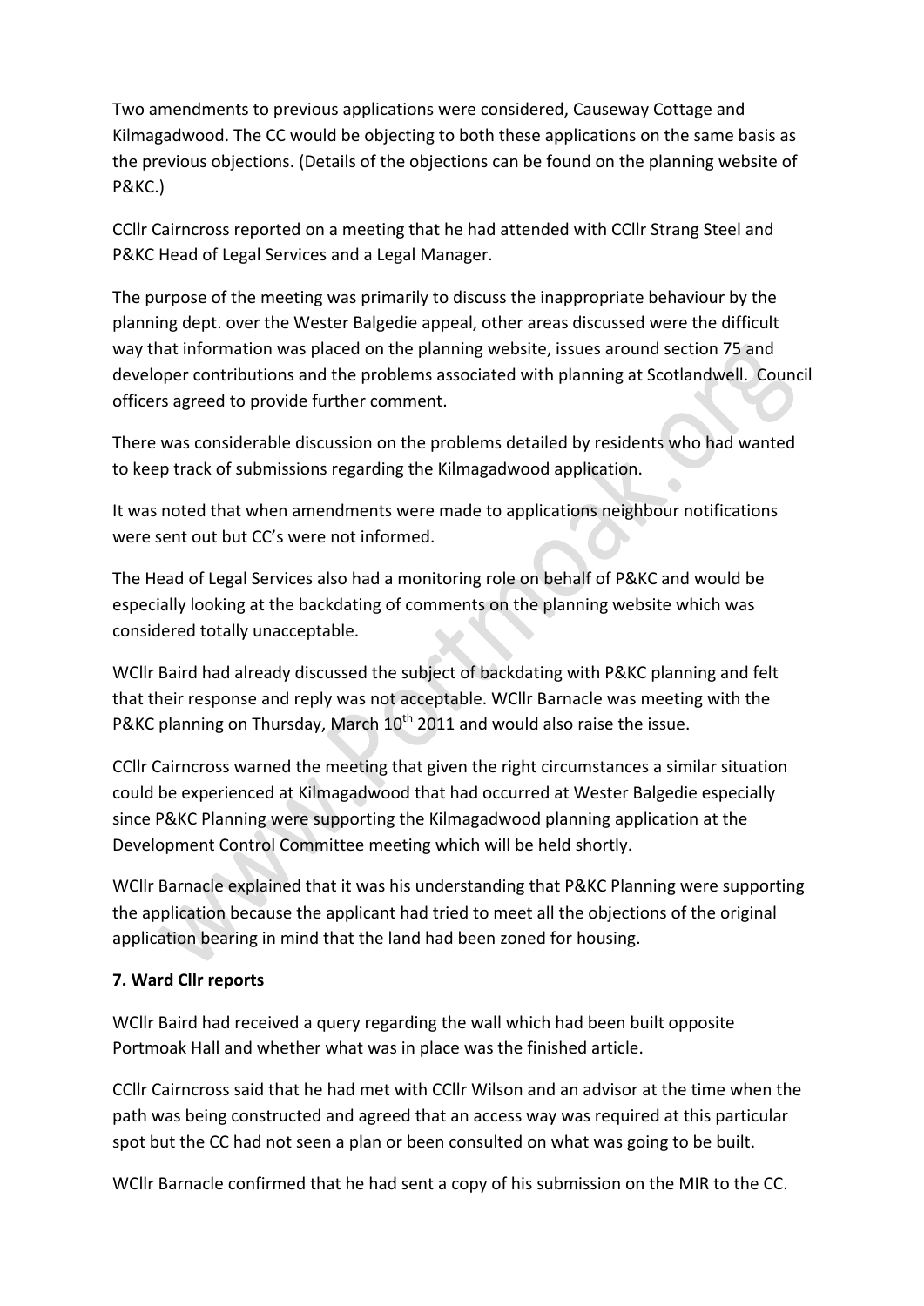Two amendments to previous applications were considered, Causeway Cottage and Kilmagadwood. The CC would be objecting to both these applications on the same basis as the previous objections. (Details of the objections can be found on the planning website of P&KC.)

CCllr Cairncross reported on a meeting that he had attended with CCllr Strang Steel and P&KC Head of Legal Services and a Legal Manager.

The purpose of the meeting was primarily to discuss the inappropriate behaviour by the planning dept. over the Wester Balgedie appeal, other areas discussed were the difficult way that information was placed on the planning website, issues around section 75 and developer contributions and the problems associated with planning at Scotlandwell. Council officers agreed to provide further comment.

There was considerable discussion on the problems detailed by residents who had wanted to keep track of submissions regarding the Kilmagadwood application.

It was noted that when amendments were made to applications neighbour notifications were sent out but CC's were not informed.

The Head of Legal Services also had a monitoring role on behalf of P&KC and would be especially looking at the backdating of comments on the planning website which was considered totally unacceptable.

WCllr Baird had already discussed the subject of backdating with P&KC planning and felt that their response and reply was not acceptable. WCllr Barnacle was meeting with the P&KC planning on Thursday, March 10th 2011 and would also raise the issue.

CCllr Cairncross warned the meeting that given the right circumstances a similar situation could be experienced at Kilmagadwood that had occurred at Wester Balgedie especially since P&KC Planning were supporting the Kilmagadwood planning application at the Development Control Committee meeting which will be held shortly.

WCllr Barnacle explained that it was his understanding that P&KC Planning were supporting the application because the applicant had tried to meet all the objections of the original application bearing in mind that the land had been zoned for housing.

**7. Ward Cllr reports**

WCllr Baird had received a query regarding the wall which had been built opposite Portmoak Hall and whether what was in place was the finished article.

CCllr Cairncross said that he had met with CCllr Wilson and an advisor at the time when the path was being constructed and agreed that an access way was required at this particular spot but the CC had not seen a plan or been consulted on what was going to be built.

WCllr Barnacle confirmed that he had sent a copy of his submission on the MIR to the CC.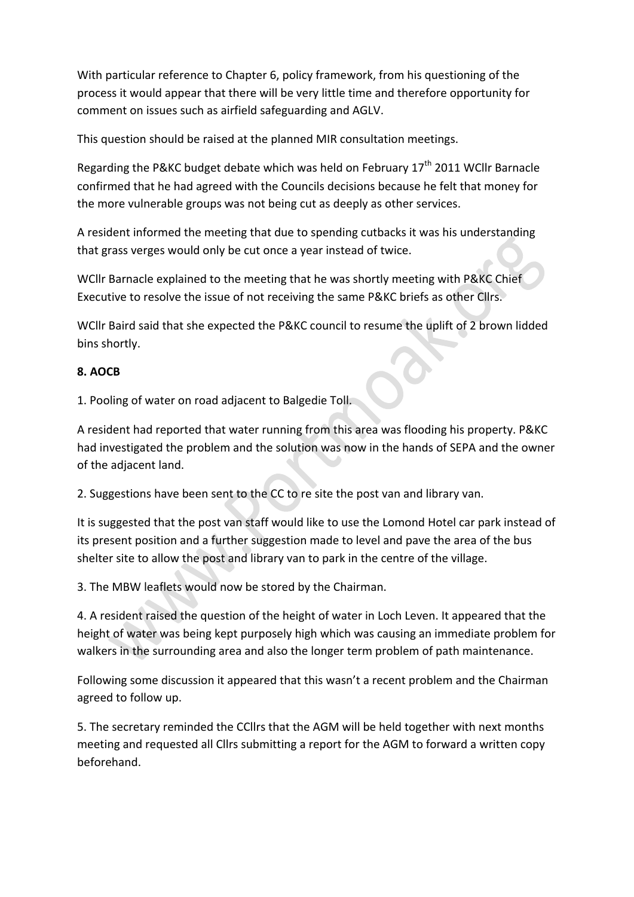With particular reference to Chapter 6, policy framework, from his questioning of the process it would appear that there will be very little time and therefore opportunity for comment on issues such as airfield safeguarding and AGLV.

This question should be raised at the planned MIR consultation meetings.

Regarding the P&KC budget debate which was held on February 17th 2011 WCllr Barnacle confirmed that he had agreed with the Councils decisions because he felt that money for the more vulnerable groups was not being cut as deeply as other services.

A resident informed the meeting that due to spending cutbacks it was his understanding that grass verges would only be cut once a year instead of twice.

WCllr Barnacle explained to the meeting that he was shortly meeting with P&KC Chief Executive to resolve the issue of not receiving the same P&KC briefs as other Cllrs.

WCllr Baird said that she expected the P&KC council to resume the uplift of 2 brown lidded bins shortly.

**8. AOCB**

1. Pooling of water on road adjacent to Balgedie Toll.

A resident had reported that water running from this area was flooding his property. P&KC had investigated the problem and the solution was now in the hands of SEPA and the owner of the adjacent land.

2. Suggestions have been sent to the CC to re site the post van and library van.

It is suggested that the post van staff would like to use the Lomond Hotel car park instead of its present position and a further suggestion made to level and pave the area of the bus shelter site to allow the post and library van to park in the centre of the village.

3. The MBW leaflets would now be stored by the Chairman.

4. A resident raised the question of the height of water in Loch Leven. It appeared that the height of water was being kept purposely high which was causing an immediate problem for walkers in the surrounding area and also the longer term problem of path maintenance.

Following some discussion it appeared that this wasn't a recent problem and the Chairman agreed to follow up.

5. The secretary reminded the CCllrs that the AGM will be held together with next months meeting and requested all Cllrs submitting a report for the AGM to forward a written copy beforehand.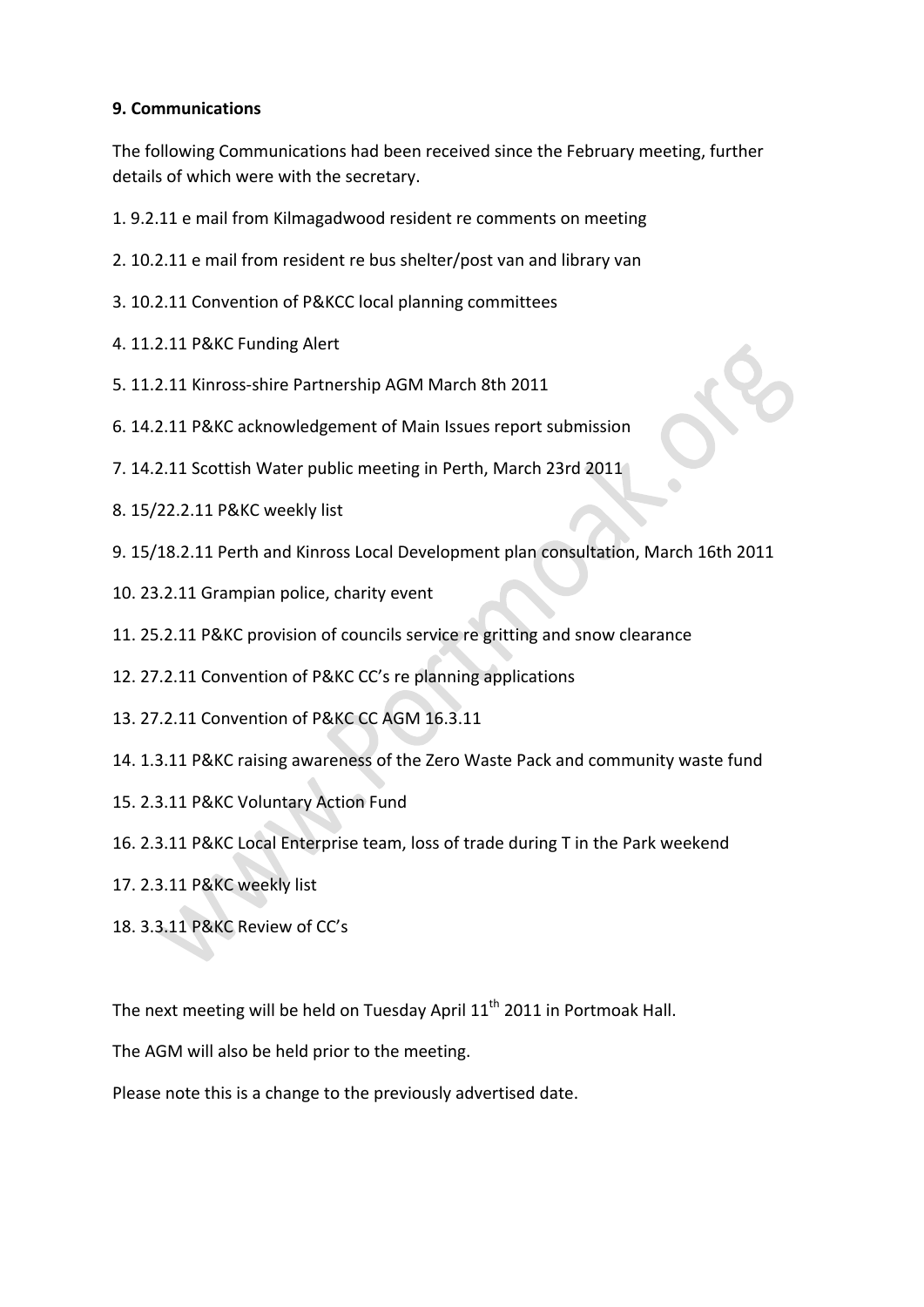**9. Communications**

The following Communications had been received since the February meeting, further details of which were with the secretary.

1. 9.2.11 e mail from Kilmagadwood resident re comments on meeting
2. 10.2.11 e mail from resident re bus shelter/post van and library van
3. 10.2.11 Convention of P&KCC local planning committees
4. 11.2.11 P&KC Funding Alert
5. 11.2.11 Kinross-shire Partnership AGM March 8th 2011
6. 14.2.11 P&KC acknowledgement of Main Issues report submission
7. 14.2.11 Scottish Water public meeting in Perth, March 23rd 2011
8. 15/22.2.11 P&KC weekly list
9. 15/18.2.11 Perth and Kinross Local Development plan consultation, March 16th 2011
10. 23.2.11 Grampian police, charity event
11. 25.2.11 P&KC provision of councils service re gritting and snow clearance
12. 27.2.11 Convention of P&KC CC's re planning applications
13. 27.2.11 Convention of P&KC CC AGM 16.3.11
14. 1.3.11 P&KC raising awareness of the Zero Waste Pack and community waste fund
15. 2.3.11 P&KC Voluntary Action Fund
16. 2.3.11 P&KC Local Enterprise team, loss of trade during T in the Park weekend
17. 2.3.11 P&KC weekly list
18. 3.3.11 P&KC Review of CC's

The next meeting will be held on Tuesday April 11th 2011 in Portmoak Hall.

The AGM will also be held prior to the meeting.

Please note this is a change to the previously advertised date.